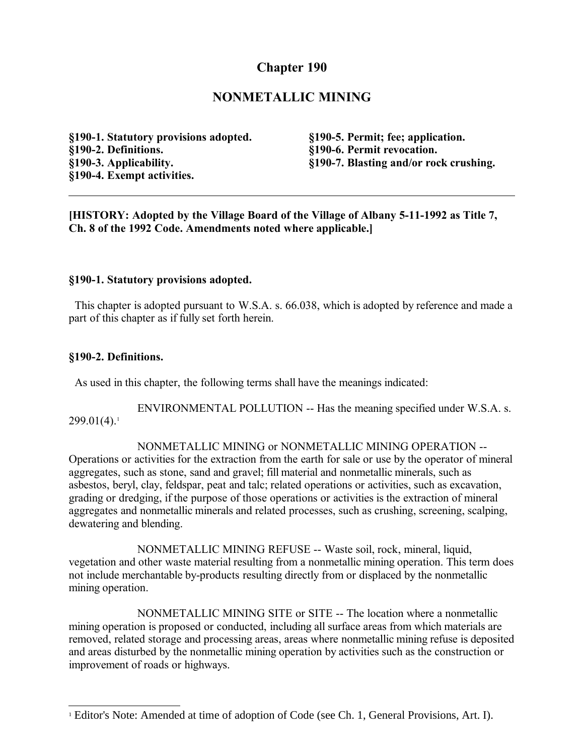# Chapter 190

## NONMETALLIC MINING

**§190-1. Statutory provisions adopted.**
**§190-2. Definitions.**
**§190-3. Applicability.**
**§190-4. Exempt activities.**
**§190-5. Permit; fee; application.**
**§190-6. Permit revocation.**
**§190-7. Blasting and/or rock crushing.**

---

**[HISTORY: Adopted by the Village Board of the Village of Albany 5-11-1992 as Title 7, Ch. 8 of the 1992 Code. Amendments noted where applicable.]**

### §190-1. Statutory provisions adopted.

This chapter is adopted pursuant to W.S.A. s. 66.038, which is adopted by reference and made a part of this chapter as if fully set forth herein.

### §190-2. Definitions.

As used in this chapter, the following terms shall have the meanings indicated:

ENVIRONMENTAL POLLUTION -- Has the meaning specified under W.S.A. s. 299.01(4).[1]

NONMETALLIC MINING or NONMETALLIC MINING OPERATION -- Operations or activities for the extraction from the earth for sale or use by the operator of mineral aggregates, such as stone, sand and gravel; fill material and nonmetallic minerals, such as asbestos, beryl, clay, feldspar, peat and talc; related operations or activities, such as excavation, grading or dredging, if the purpose of those operations or activities is the extraction of mineral aggregates and nonmetallic minerals and related processes, such as crushing, screening, scalping, dewatering and blending.

NONMETALLIC MINING REFUSE -- Waste soil, rock, mineral, liquid, vegetation and other waste material resulting from a nonmetallic mining operation. This term does not include merchantable by-products resulting directly from or displaced by the nonmetallic mining operation.

NONMETALLIC MINING SITE or SITE -- The location where a nonmetallic mining operation is proposed or conducted, including all surface areas from which materials are removed, related storage and processing areas, areas where nonmetallic mining refuse is deposited and areas disturbed by the nonmetallic mining operation by activities such as the construction or improvement of roads or highways.

---

[1] Editor's Note: Amended at time of adoption of Code (see Ch. 1, General Provisions, Art. I).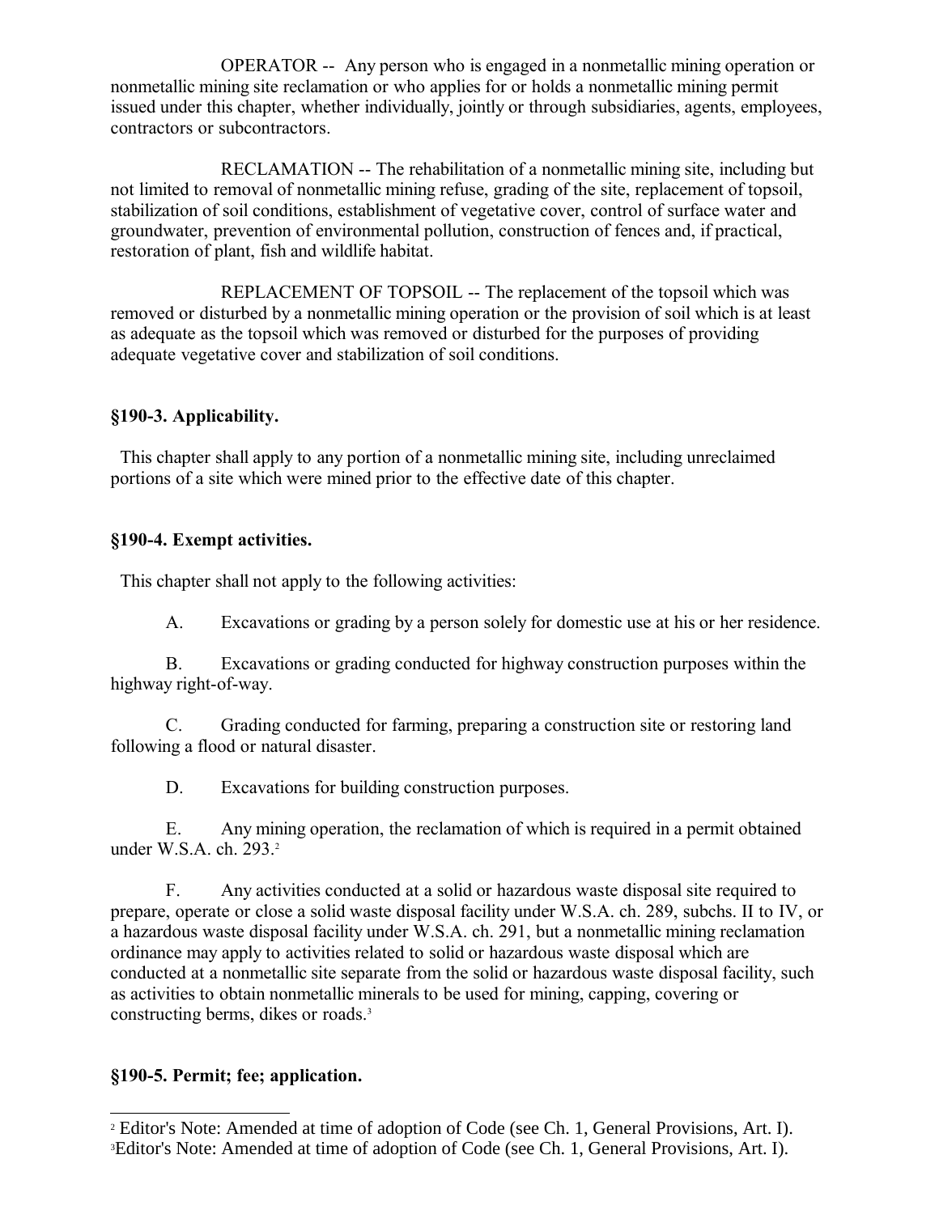OPERATOR -- Any person who is engaged in a nonmetallic mining operation or nonmetallic mining site reclamation or who applies for or holds a nonmetallic mining permit issued under this chapter, whether individually, jointly or through subsidiaries, agents, employees, contractors or subcontractors.

RECLAMATION -- The rehabilitation of a nonmetallic mining site, including but not limited to removal of nonmetallic mining refuse, grading of the site, replacement of topsoil, stabilization of soil conditions, establishment of vegetative cover, control of surface water and groundwater, prevention of environmental pollution, construction of fences and, if practical, restoration of plant, fish and wildlife habitat.

REPLACEMENT OF TOPSOIL -- The replacement of the topsoil which was removed or disturbed by a nonmetallic mining operation or the provision of soil which is at least as adequate as the topsoil which was removed or disturbed for the purposes of providing adequate vegetative cover and stabilization of soil conditions.

**§190-3. Applicability.**

This chapter shall apply to any portion of a nonmetallic mining site, including unreclaimed portions of a site which were mined prior to the effective date of this chapter.

**§190-4. Exempt activities.**

This chapter shall not apply to the following activities:

A. Excavations or grading by a person solely for domestic use at his or her residence.

B. Excavations or grading conducted for highway construction purposes within the highway right-of-way.

C. Grading conducted for farming, preparing a construction site or restoring land following a flood or natural disaster.

D. Excavations for building construction purposes.

E. Any mining operation, the reclamation of which is required in a permit obtained under W.S.A. ch. 293.[2]

F. Any activities conducted at a solid or hazardous waste disposal site required to prepare, operate or close a solid waste disposal facility under W.S.A. ch. 289, subchs. II to IV, or a hazardous waste disposal facility under W.S.A. ch. 291, but a nonmetallic mining reclamation ordinance may apply to activities related to solid or hazardous waste disposal which are conducted at a nonmetallic site separate from the solid or hazardous waste disposal facility, such as activities to obtain nonmetallic minerals to be used for mining, capping, covering or constructing berms, dikes or roads.[3]

**§190-5. Permit; fee; application.**

[2] Editor's Note: Amended at time of adoption of Code (see Ch. 1, General Provisions, Art. I).
[3] Editor's Note: Amended at time of adoption of Code (see Ch. 1, General Provisions, Art. I).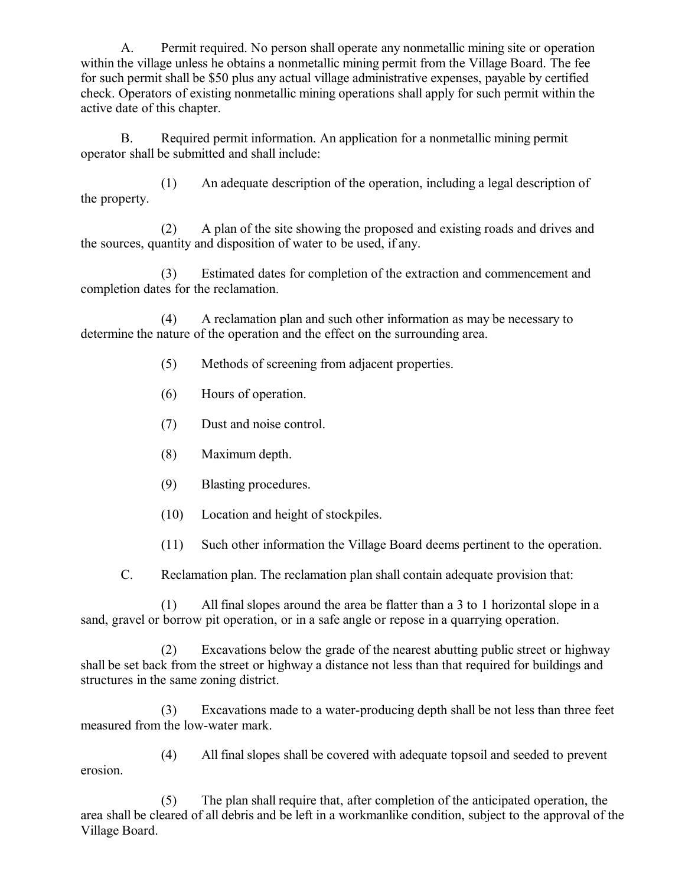A. Permit required. No person shall operate any nonmetallic mining site or operation within the village unless he obtains a nonmetallic mining permit from the Village Board. The fee for such permit shall be $50 plus any actual village administrative expenses, payable by certified check. Operators of existing nonmetallic mining operations shall apply for such permit within the active date of this chapter.

B. Required permit information. An application for a nonmetallic mining permit operator shall be submitted and shall include:

(1) An adequate description of the operation, including a legal description of the property.

(2) A plan of the site showing the proposed and existing roads and drives and the sources, quantity and disposition of water to be used, if any.

(3) Estimated dates for completion of the extraction and commencement and completion dates for the reclamation.

(4) A reclamation plan and such other information as may be necessary to determine the nature of the operation and the effect on the surrounding area.

(5) Methods of screening from adjacent properties.

(6) Hours of operation.

(7) Dust and noise control.

(8) Maximum depth.

(9) Blasting procedures.

(10) Location and height of stockpiles.

(11) Such other information the Village Board deems pertinent to the operation.

C. Reclamation plan. The reclamation plan shall contain adequate provision that:

(1) All final slopes around the area be flatter than a 3 to 1 horizontal slope in a sand, gravel or borrow pit operation, or in a safe angle or repose in a quarrying operation.

(2) Excavations below the grade of the nearest abutting public street or highway shall be set back from the street or highway a distance not less than that required for buildings and structures in the same zoning district.

(3) Excavations made to a water-producing depth shall be not less than three feet measured from the low-water mark.

(4) All final slopes shall be covered with adequate topsoil and seeded to prevent erosion.

(5) The plan shall require that, after completion of the anticipated operation, the area shall be cleared of all debris and be left in a workmanlike condition, subject to the approval of the Village Board.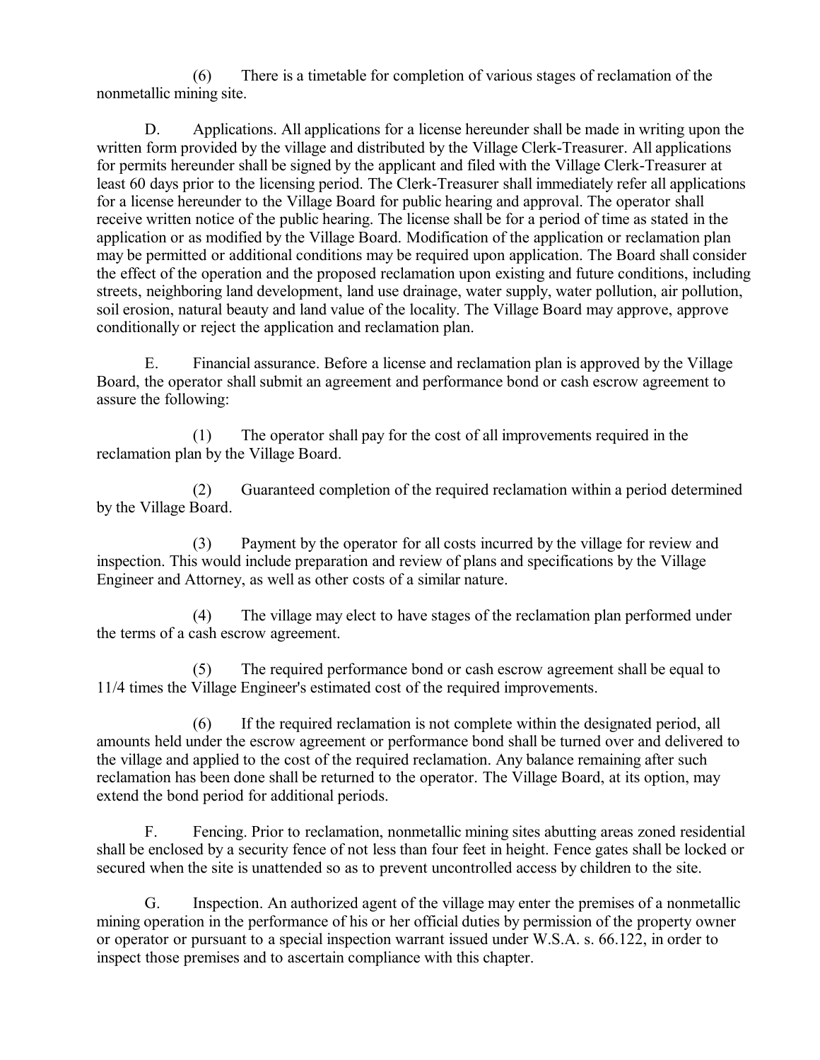(6) There is a timetable for completion of various stages of reclamation of the nonmetallic mining site.

D. Applications. All applications for a license hereunder shall be made in writing upon the written form provided by the village and distributed by the Village Clerk-Treasurer. All applications for permits hereunder shall be signed by the applicant and filed with the Village Clerk-Treasurer at least 60 days prior to the licensing period. The Clerk-Treasurer shall immediately refer all applications for a license hereunder to the Village Board for public hearing and approval. The operator shall receive written notice of the public hearing. The license shall be for a period of time as stated in the application or as modified by the Village Board. Modification of the application or reclamation plan may be permitted or additional conditions may be required upon application. The Board shall consider the effect of the operation and the proposed reclamation upon existing and future conditions, including streets, neighboring land development, land use drainage, water supply, water pollution, air pollution, soil erosion, natural beauty and land value of the locality. The Village Board may approve, approve conditionally or reject the application and reclamation plan.

E. Financial assurance. Before a license and reclamation plan is approved by the Village Board, the operator shall submit an agreement and performance bond or cash escrow agreement to assure the following:

(1) The operator shall pay for the cost of all improvements required in the reclamation plan by the Village Board.

(2) Guaranteed completion of the required reclamation within a period determined by the Village Board.

(3) Payment by the operator for all costs incurred by the village for review and inspection. This would include preparation and review of plans and specifications by the Village Engineer and Attorney, as well as other costs of a similar nature.

(4) The village may elect to have stages of the reclamation plan performed under the terms of a cash escrow agreement.

(5) The required performance bond or cash escrow agreement shall be equal to 11/4 times the Village Engineer's estimated cost of the required improvements.

(6) If the required reclamation is not complete within the designated period, all amounts held under the escrow agreement or performance bond shall be turned over and delivered to the village and applied to the cost of the required reclamation. Any balance remaining after such reclamation has been done shall be returned to the operator. The Village Board, at its option, may extend the bond period for additional periods.

F. Fencing. Prior to reclamation, nonmetallic mining sites abutting areas zoned residential shall be enclosed by a security fence of not less than four feet in height. Fence gates shall be locked or secured when the site is unattended so as to prevent uncontrolled access by children to the site.

G. Inspection. An authorized agent of the village may enter the premises of a nonmetallic mining operation in the performance of his or her official duties by permission of the property owner or operator or pursuant to a special inspection warrant issued under W.S.A. s. 66.122, in order to inspect those premises and to ascertain compliance with this chapter.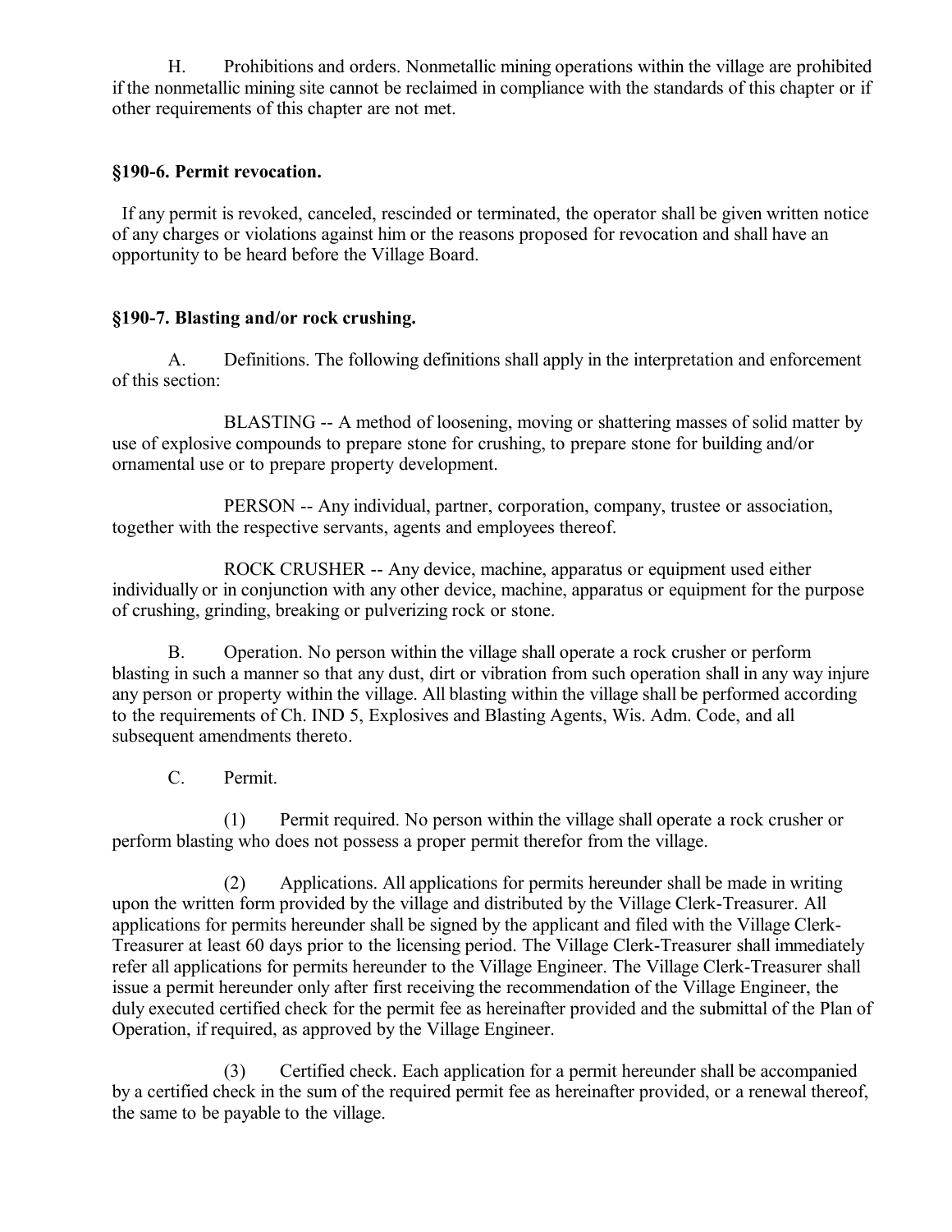H. Prohibitions and orders. Nonmetallic mining operations within the village are prohibited if the nonmetallic mining site cannot be reclaimed in compliance with the standards of this chapter or if other requirements of this chapter are not met.

## §190-6. Permit revocation.

If any permit is revoked, canceled, rescinded or terminated, the operator shall be given written notice of any charges or violations against him or the reasons proposed for revocation and shall have an opportunity to be heard before the Village Board.

## §190-7. Blasting and/or rock crushing.

A. Definitions. The following definitions shall apply in the interpretation and enforcement of this section:

BLASTING -- A method of loosening, moving or shattering masses of solid matter by use of explosive compounds to prepare stone for crushing, to prepare stone for building and/or ornamental use or to prepare property development.

PERSON -- Any individual, partner, corporation, company, trustee or association, together with the respective servants, agents and employees thereof.

ROCK CRUSHER -- Any device, machine, apparatus or equipment used either individually or in conjunction with any other device, machine, apparatus or equipment for the purpose of crushing, grinding, breaking or pulverizing rock or stone.

B. Operation. No person within the village shall operate a rock crusher or perform blasting in such a manner so that any dust, dirt or vibration from such operation shall in any way injure any person or property within the village. All blasting within the village shall be performed according to the requirements of Ch. IND 5, Explosives and Blasting Agents, Wis. Adm. Code, and all subsequent amendments thereto.

C. Permit.

(1) Permit required. No person within the village shall operate a rock crusher or perform blasting who does not possess a proper permit therefor from the village.

(2) Applications. All applications for permits hereunder shall be made in writing upon the written form provided by the village and distributed by the Village Clerk-Treasurer. All applications for permits hereunder shall be signed by the applicant and filed with the Village Clerk-Treasurer at least 60 days prior to the licensing period. The Village Clerk-Treasurer shall immediately refer all applications for permits hereunder to the Village Engineer. The Village Clerk-Treasurer shall issue a permit hereunder only after first receiving the recommendation of the Village Engineer, the duly executed certified check for the permit fee as hereinafter provided and the submittal of the Plan of Operation, if required, as approved by the Village Engineer.

(3) Certified check. Each application for a permit hereunder shall be accompanied by a certified check in the sum of the required permit fee as hereinafter provided, or a renewal thereof, the same to be payable to the village.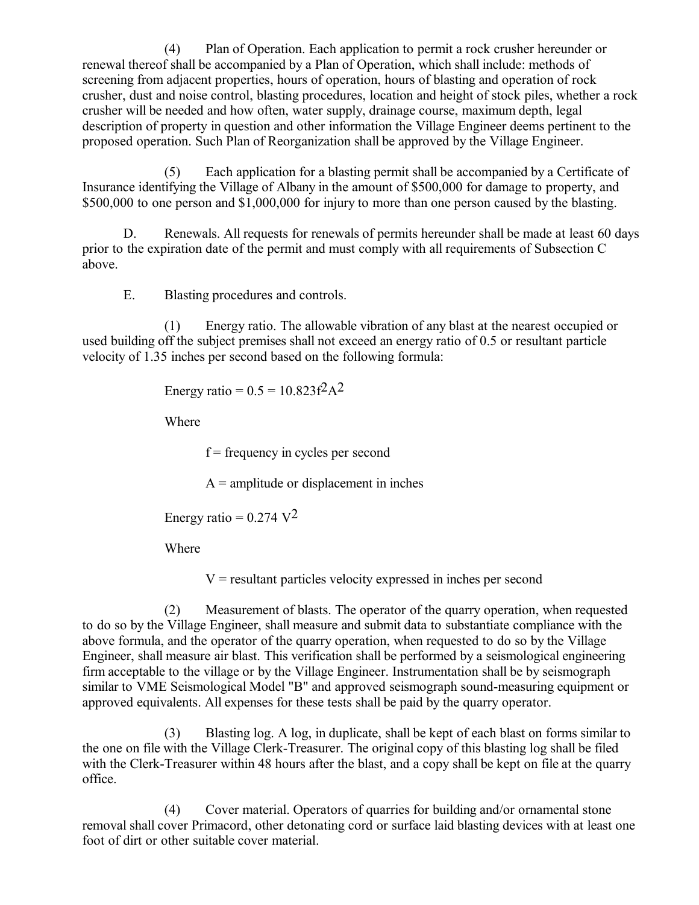(4) Plan of Operation. Each application to permit a rock crusher hereunder or renewal thereof shall be accompanied by a Plan of Operation, which shall include: methods of screening from adjacent properties, hours of operation, hours of blasting and operation of rock crusher, dust and noise control, blasting procedures, location and height of stock piles, whether a rock crusher will be needed and how often, water supply, drainage course, maximum depth, legal description of property in question and other information the Village Engineer deems pertinent to the proposed operation. Such Plan of Reorganization shall be approved by the Village Engineer.

(5) Each application for a blasting permit shall be accompanied by a Certificate of Insurance identifying the Village of Albany in the amount of $500,000 for damage to property, and $500,000 to one person and $1,000,000 for injury to more than one person caused by the blasting.

D. Renewals. All requests for renewals of permits hereunder shall be made at least 60 days prior to the expiration date of the permit and must comply with all requirements of Subsection C above.

E. Blasting procedures and controls.

(1) Energy ratio. The allowable vibration of any blast at the nearest occupied or used building off the subject premises shall not exceed an energy ratio of 0.5 or resultant particle velocity of 1.35 inches per second based on the following formula:

Energy ratio = $0.5 = 10.823f^2A^2$

Where

f = frequency in cycles per second

A = amplitude or displacement in inches

Energy ratio = $0.274\ V^2$

Where

V = resultant particles velocity expressed in inches per second

(2) Measurement of blasts. The operator of the quarry operation, when requested to do so by the Village Engineer, shall measure and submit data to substantiate compliance with the above formula, and the operator of the quarry operation, when requested to do so by the Village Engineer, shall measure air blast. This verification shall be performed by a seismological engineering firm acceptable to the village or by the Village Engineer. Instrumentation shall be by seismograph similar to VME Seismological Model "B" and approved seismograph sound-measuring equipment or approved equivalents. All expenses for these tests shall be paid by the quarry operator.

(3) Blasting log. A log, in duplicate, shall be kept of each blast on forms similar to the one on file with the Village Clerk-Treasurer. The original copy of this blasting log shall be filed with the Clerk-Treasurer within 48 hours after the blast, and a copy shall be kept on file at the quarry office.

(4) Cover material. Operators of quarries for building and/or ornamental stone removal shall cover Primacord, other detonating cord or surface laid blasting devices with at least one foot of dirt or other suitable cover material.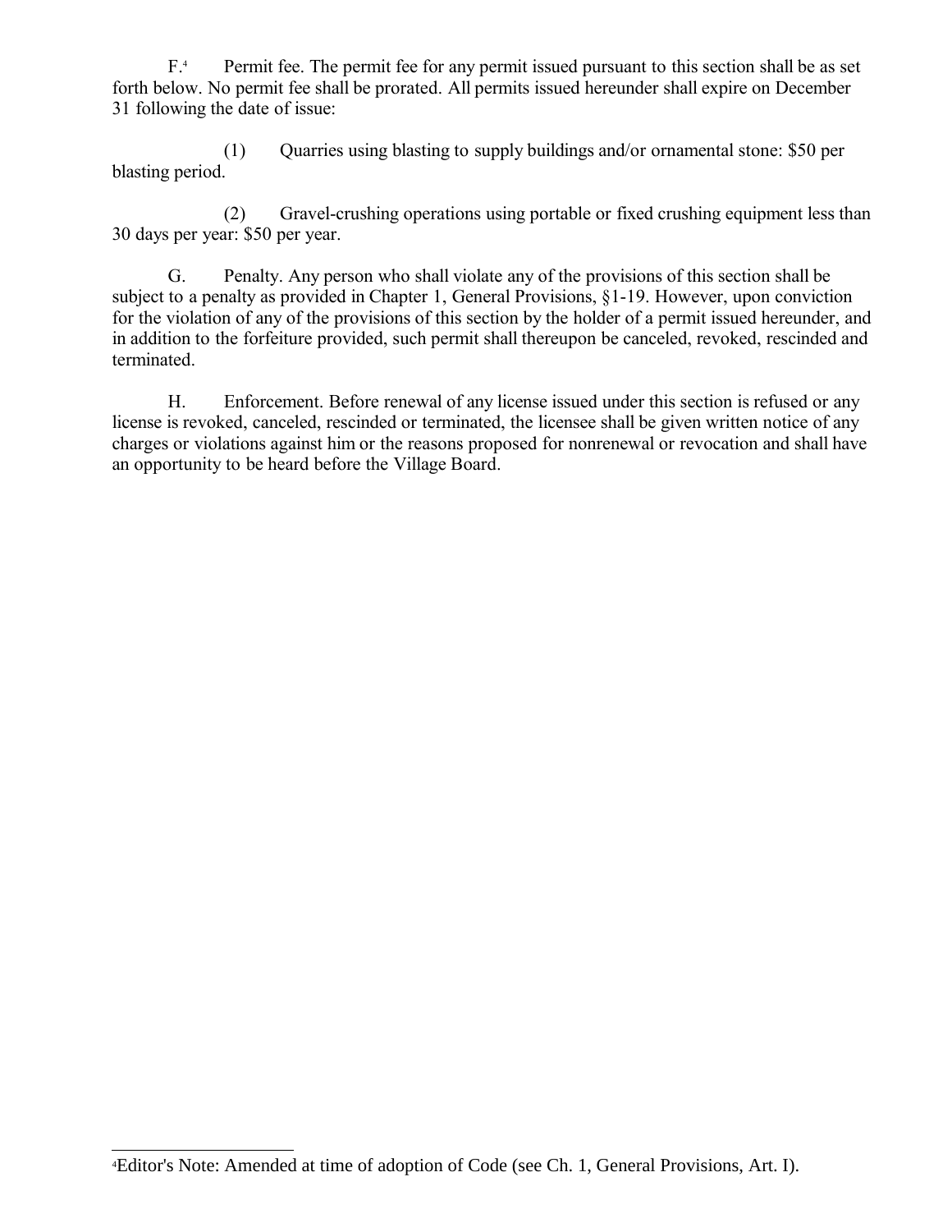F.[4] Permit fee. The permit fee for any permit issued pursuant to this section shall be as set forth below. No permit fee shall be prorated. All permits issued hereunder shall expire on December 31 following the date of issue:

(1) Quarries using blasting to supply buildings and/or ornamental stone: $50 per blasting period.

(2) Gravel-crushing operations using portable or fixed crushing equipment less than 30 days per year: $50 per year.

G. Penalty. Any person who shall violate any of the provisions of this section shall be subject to a penalty as provided in Chapter 1, General Provisions, §1-19. However, upon conviction for the violation of any of the provisions of this section by the holder of a permit issued hereunder, and in addition to the forfeiture provided, such permit shall thereupon be canceled, revoked, rescinded and terminated.

H. Enforcement. Before renewal of any license issued under this section is refused or any license is revoked, canceled, rescinded or terminated, the licensee shall be given written notice of any charges or violations against him or the reasons proposed for nonrenewal or revocation and shall have an opportunity to be heard before the Village Board.

---

[4] Editor's Note: Amended at time of adoption of Code (see Ch. 1, General Provisions, Art. I).